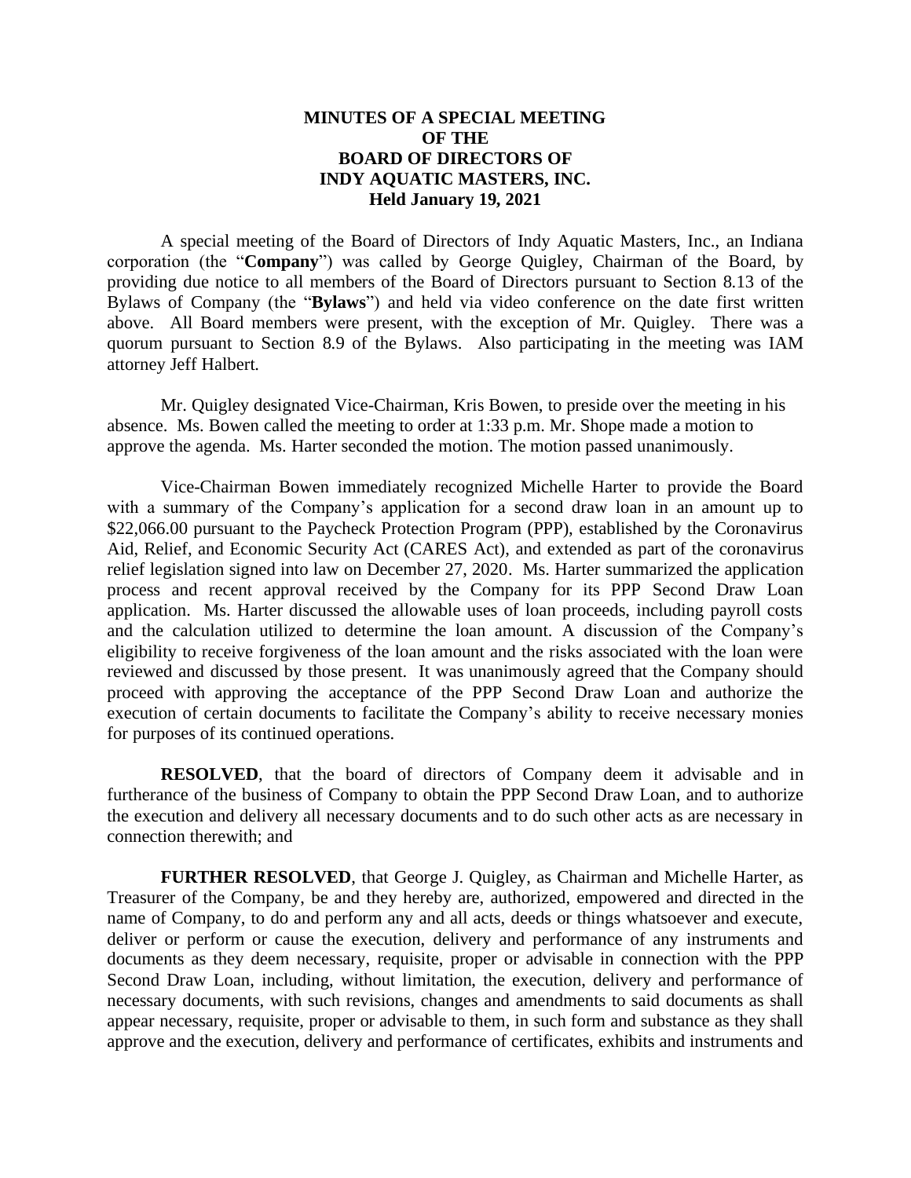# MINUTES OF A SPECIAL MEETING OF THE BOARD OF DIRECTORS OF INDY AQUATIC MASTERS, INC. Held January 19, 2021

A special meeting of the Board of Directors of Indy Aquatic Masters, Inc., an Indiana corporation (the "**Company**") was called by George Quigley, Chairman of the Board, by providing due notice to all members of the Board of Directors pursuant to Section 8.13 of the Bylaws of Company (the "**Bylaws**") and held via video conference on the date first written above. All Board members were present, with the exception of Mr. Quigley. There was a quorum pursuant to Section 8.9 of the Bylaws. Also participating in the meeting was IAM attorney Jeff Halbert.

Mr. Quigley designated Vice-Chairman, Kris Bowen, to preside over the meeting in his absence. Ms. Bowen called the meeting to order at 1:33 p.m. Mr. Shope made a motion to approve the agenda. Ms. Harter seconded the motion. The motion passed unanimously.

Vice-Chairman Bowen immediately recognized Michelle Harter to provide the Board with a summary of the Company's application for a second draw loan in an amount up to $22,066.00 pursuant to the Paycheck Protection Program (PPP), established by the Coronavirus Aid, Relief, and Economic Security Act (CARES Act), and extended as part of the coronavirus relief legislation signed into law on December 27, 2020. Ms. Harter summarized the application process and recent approval received by the Company for its PPP Second Draw Loan application. Ms. Harter discussed the allowable uses of loan proceeds, including payroll costs and the calculation utilized to determine the loan amount. A discussion of the Company's eligibility to receive forgiveness of the loan amount and the risks associated with the loan were reviewed and discussed by those present. It was unanimously agreed that the Company should proceed with approving the acceptance of the PPP Second Draw Loan and authorize the execution of certain documents to facilitate the Company's ability to receive necessary monies for purposes of its continued operations.

**RESOLVED**, that the board of directors of Company deem it advisable and in furtherance of the business of Company to obtain the PPP Second Draw Loan, and to authorize the execution and delivery all necessary documents and to do such other acts as are necessary in connection therewith; and

**FURTHER RESOLVED**, that George J. Quigley, as Chairman and Michelle Harter, as Treasurer of the Company, be and they hereby are, authorized, empowered and directed in the name of Company, to do and perform any and all acts, deeds or things whatsoever and execute, deliver or perform or cause the execution, delivery and performance of any instruments and documents as they deem necessary, requisite, proper or advisable in connection with the PPP Second Draw Loan, including, without limitation, the execution, delivery and performance of necessary documents, with such revisions, changes and amendments to said documents as shall appear necessary, requisite, proper or advisable to them, in such form and substance as they shall approve and the execution, delivery and performance of certificates, exhibits and instruments and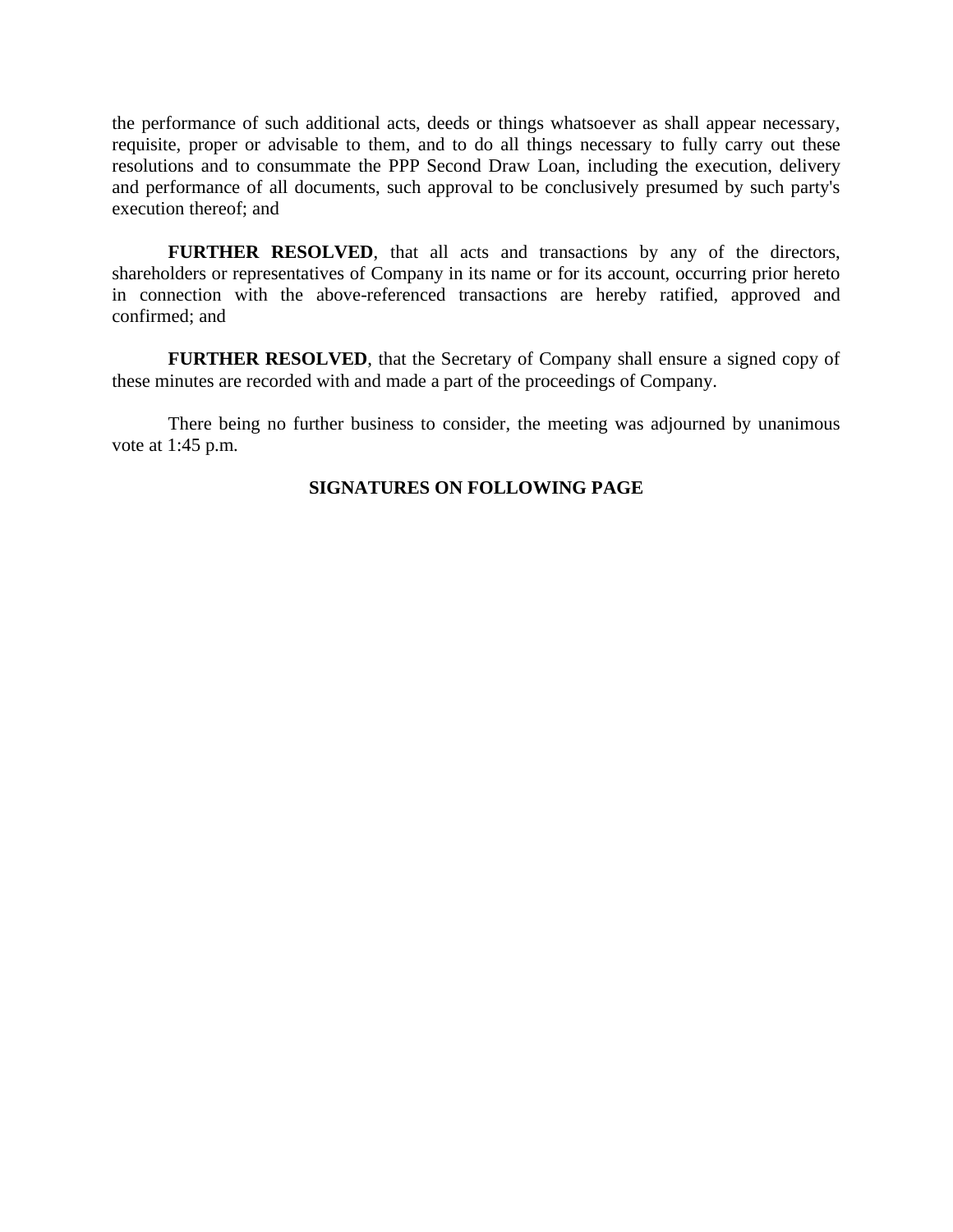the performance of such additional acts, deeds or things whatsoever as shall appear necessary, requisite, proper or advisable to them, and to do all things necessary to fully carry out these resolutions and to consummate the PPP Second Draw Loan, including the execution, delivery and performance of all documents, such approval to be conclusively presumed by such party's execution thereof; and

**FURTHER RESOLVED**, that all acts and transactions by any of the directors, shareholders or representatives of Company in its name or for its account, occurring prior hereto in connection with the above-referenced transactions are hereby ratified, approved and confirmed; and

**FURTHER RESOLVED**, that the Secretary of Company shall ensure a signed copy of these minutes are recorded with and made a part of the proceedings of Company.

There being no further business to consider, the meeting was adjourned by unanimous vote at 1:45 p.m.

**SIGNATURES ON FOLLOWING PAGE**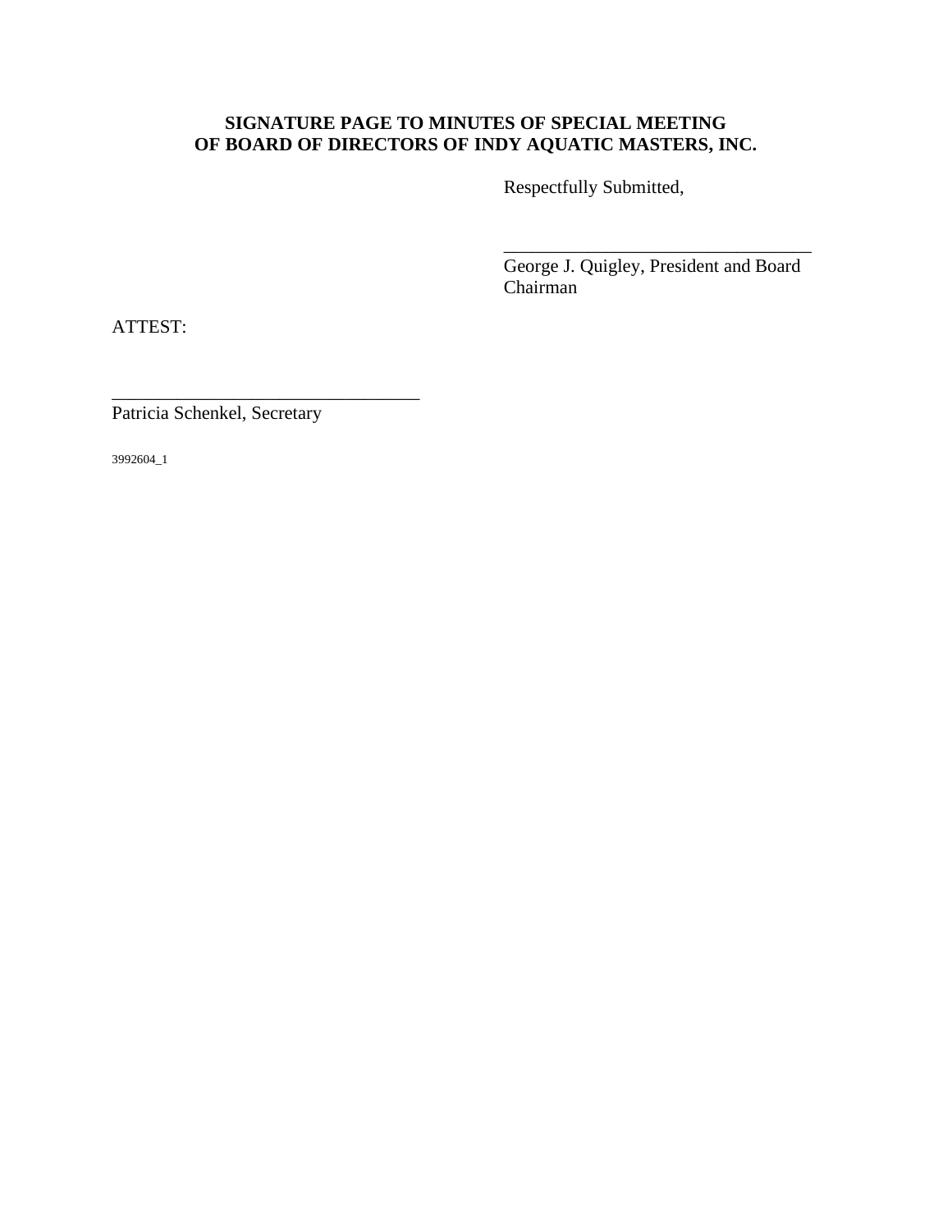**SIGNATURE PAGE TO MINUTES OF SPECIAL MEETING OF BOARD OF DIRECTORS OF INDY AQUATIC MASTERS, INC.**

Respectfully Submitted,

\_\_\_\_\_\_\_\_\_\_\_\_\_\_\_\_\_\_\_\_\_\_\_\_\_\_\_\_\_\_\_\_\_
George J. Quigley, President and Board Chairman

ATTEST:

\_\_\_\_\_\_\_\_\_\_\_\_\_\_\_\_\_\_\_\_\_\_\_\_\_\_\_\_\_\_\_\_\_
Patricia Schenkel, Secretary

3992604_1